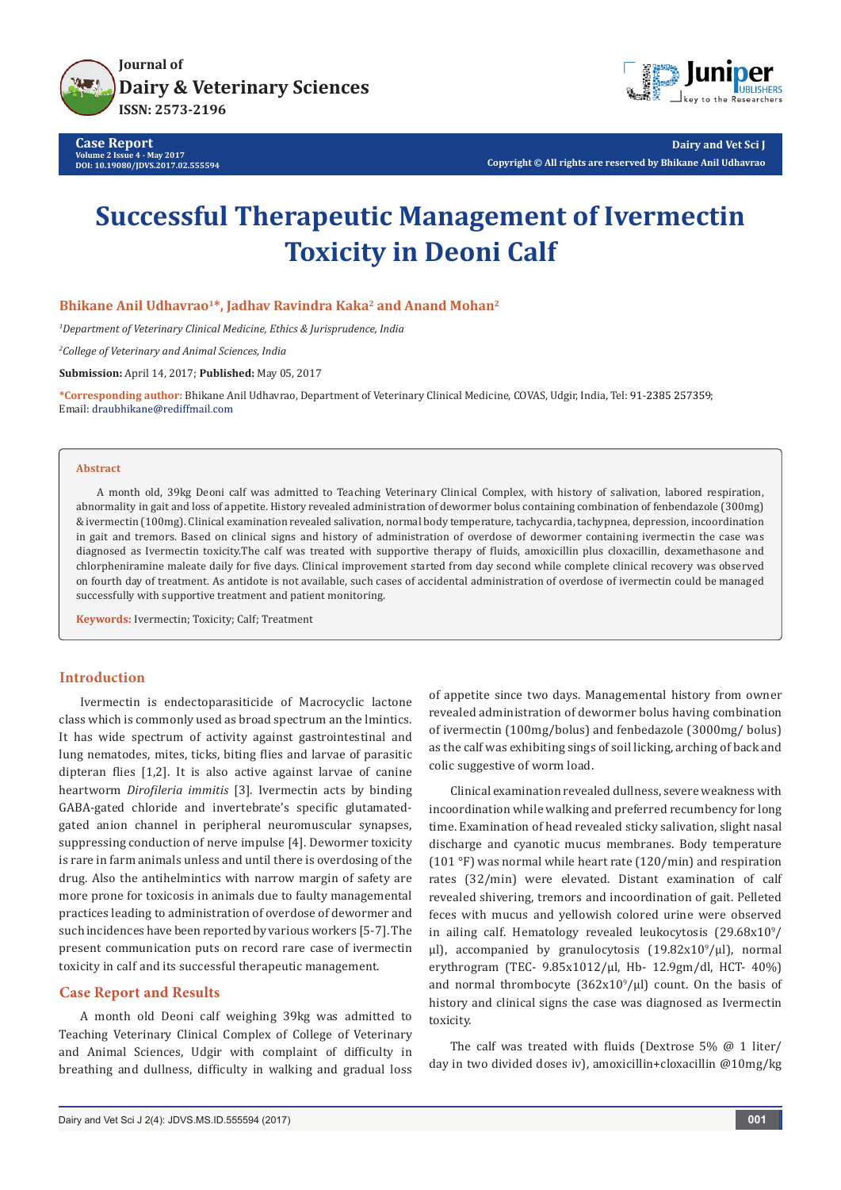Journal of
Dairy & Veterinary Sciences
ISSN: 2573-2196

**Case Report**
Volume 2 Issue 4 - May 2017
DOI: 10.19080/JDVS.2017.02.555594

Dairy and Vet Sci J
Copyright © All rights are reserved by Bhikane Anil Udhavrao

# Successful Therapeutic Management of Ivermectin Toxicity in Deoni Calf

**Bhikane Anil Udhavrao[1]*, Jadhav Ravindra Kaka[2] and Anand Mohan[2]**

[1]*Department of Veterinary Clinical Medicine, Ethics & Jurisprudence, India*

[2]*College of Veterinary and Animal Sciences, India*

**Submission:** April 14, 2017; **Published:** May 05, 2017

***Corresponding author:** Bhikane Anil Udhavrao, Department of Veterinary Clinical Medicine, COVAS, Udgir, India, Tel: 91-2385 257359; Email: draubhikane@rediffmail.com

## Abstract

A month old, 39kg Deoni calf was admitted to Teaching Veterinary Clinical Complex, with history of salivation, labored respiration, abnormality in gait and loss of appetite. History revealed administration of dewormer bolus containing combination of fenbendazole (300mg) & ivermectin (100mg). Clinical examination revealed salivation, normal body temperature, tachycardia, tachypnea, depression, incoordination in gait and tremors. Based on clinical signs and history of administration of overdose of dewormer containing ivermectin the case was diagnosed as Ivermectin toxicity.The calf was treated with supportive therapy of fluids, amoxicillin plus cloxacillin, dexamethasone and chlorpheniramine maleate daily for five days. Clinical improvement started from day second while complete clinical recovery was observed on fourth day of treatment. As antidote is not available, such cases of accidental administration of overdose of ivermectin could be managed successfully with supportive treatment and patient monitoring.

**Keywords:** Ivermectin; Toxicity; Calf; Treatment

## Introduction

Ivermectin is endectoparasiticide of Macrocyclic lactone class which is commonly used as broad spectrum an the lmintics. It has wide spectrum of activity against gastrointestinal and lung nematodes, mites, ticks, biting flies and larvae of parasitic dipteran flies [1,2]. It is also active against larvae of canine heartworm *Dirofileria immitis* [3]. Ivermectin acts by binding GABA-gated chloride and invertebrate's specific glutamated-gated anion channel in peripheral neuromuscular synapses, suppressing conduction of nerve impulse [4]. Dewormer toxicity is rare in farm animals unless and until there is overdosing of the drug. Also the antihelmintics with narrow margin of safety are more prone for toxicosis in animals due to faulty managemental practices leading to administration of overdose of dewormer and such incidences have been reported by various workers [5-7]. The present communication puts on record rare case of ivermectin toxicity in calf and its successful therapeutic management.

## Case Report and Results

A month old Deoni calf weighing 39kg was admitted to Teaching Veterinary Clinical Complex of College of Veterinary and Animal Sciences, Udgir with complaint of difficulty in breathing and dullness, difficulty in walking and gradual loss of appetite since two days. Managemental history from owner revealed administration of dewormer bolus having combination of ivermectin (100mg/bolus) and fenbedazole (3000mg/ bolus) as the calf was exhibiting sings of soil licking, arching of back and colic suggestive of worm load.

Clinical examination revealed dullness, severe weakness with incoordination while walking and preferred recumbency for long time. Examination of head revealed sticky salivation, slight nasal discharge and cyanotic mucus membranes. Body temperature (101 °F) was normal while heart rate (120/min) and respiration rates (32/min) were elevated. Distant examination of calf revealed shivering, tremors and incoordination of gait. Pelleted feces with mucus and yellowish colored urine were observed in ailing calf. Hematology revealed leukocytosis ($29.68x10^9/\mu l$), accompanied by granulocytosis ($19.82x10^9/\mu l$), normal erythrogram (TEC- 9.85x1012/µl, Hb- 12.9gm/dl, HCT- 40%) and normal thrombocyte ($362x10^9/\mu l$) count. On the basis of history and clinical signs the case was diagnosed as Ivermectin toxicity.

The calf was treated with fluids (Dextrose 5% @ 1 liter/ day in two divided doses iv), amoxicillin+cloxacillin @10mg/kg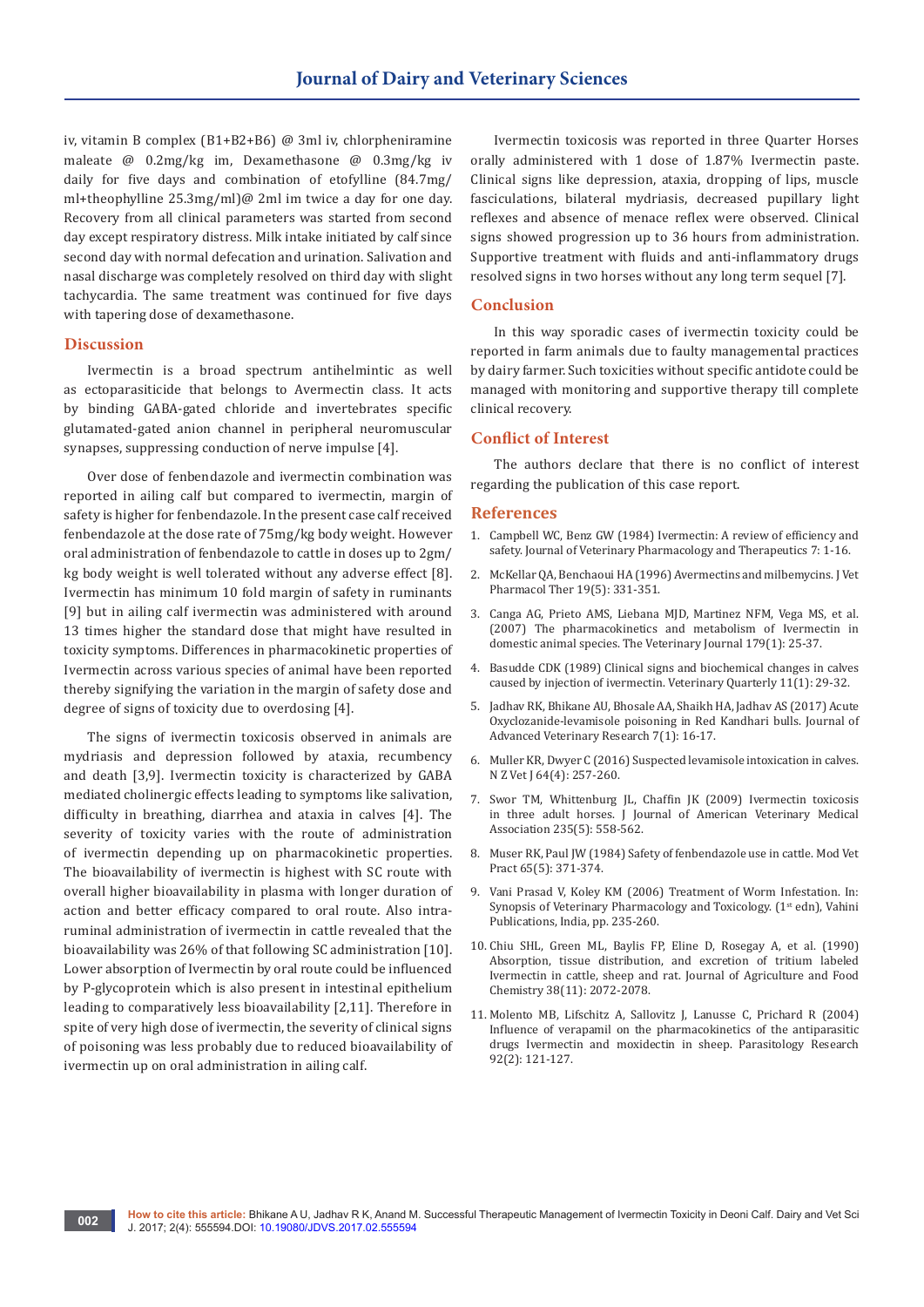iv, vitamin B complex (B1+B2+B6) @ 3ml iv, chlorpheniramine maleate @ 0.2mg/kg im, Dexamethasone @ 0.3mg/kg iv daily for five days and combination of etofylline (84.7mg/ml+theophylline 25.3mg/ml)@ 2ml im twice a day for one day. Recovery from all clinical parameters was started from second day except respiratory distress. Milk intake initiated by calf since second day with normal defecation and urination. Salivation and nasal discharge was completely resolved on third day with slight tachycardia. The same treatment was continued for five days with tapering dose of dexamethasone.

## Discussion

Ivermectin is a broad spectrum antihelmintic as well as ectoparasiticide that belongs to Avermectin class. It acts by binding GABA-gated chloride and invertebrates specific glutamated-gated anion channel in peripheral neuromuscular synapses, suppressing conduction of nerve impulse [4].

Over dose of fenbendazole and ivermectin combination was reported in ailing calf but compared to ivermectin, margin of safety is higher for fenbendazole. In the present case calf received fenbendazole at the dose rate of 75mg/kg body weight. However oral administration of fenbendazole to cattle in doses up to 2gm/kg body weight is well tolerated without any adverse effect [8]. Ivermectin has minimum 10 fold margin of safety in ruminants [9] but in ailing calf ivermectin was administered with around 13 times higher the standard dose that might have resulted in toxicity symptoms. Differences in pharmacokinetic properties of Ivermectin across various species of animal have been reported thereby signifying the variation in the margin of safety dose and degree of signs of toxicity due to overdosing [4].

The signs of ivermectin toxicosis observed in animals are mydriasis and depression followed by ataxia, recumbency and death [3,9]. Ivermectin toxicity is characterized by GABA mediated cholinergic effects leading to symptoms like salivation, difficulty in breathing, diarrhea and ataxia in calves [4]. The severity of toxicity varies with the route of administration of ivermectin depending up on pharmacokinetic properties. The bioavailability of ivermectin is highest with SC route with overall higher bioavailability in plasma with longer duration of action and better efficacy compared to oral route. Also intra-ruminal administration of ivermectin in cattle revealed that the bioavailability was 26% of that following SC administration [10]. Lower absorption of Ivermectin by oral route could be influenced by P-glycoprotein which is also present in intestinal epithelium leading to comparatively less bioavailability [2,11]. Therefore in spite of very high dose of ivermectin, the severity of clinical signs of poisoning was less probably due to reduced bioavailability of ivermectin up on oral administration in ailing calf.

Ivermectin toxicosis was reported in three Quarter Horses orally administered with 1 dose of 1.87% Ivermectin paste. Clinical signs like depression, ataxia, dropping of lips, muscle fasciculations, bilateral mydriasis, decreased pupillary light reflexes and absence of menace reflex were observed. Clinical signs showed progression up to 36 hours from administration. Supportive treatment with fluids and anti-inflammatory drugs resolved signs in two horses without any long term sequel [7].

## Conclusion

In this way sporadic cases of ivermectin toxicity could be reported in farm animals due to faulty managemental practices by dairy farmer. Such toxicities without specific antidote could be managed with monitoring and supportive therapy till complete clinical recovery.

## Conflict of Interest

The authors declare that there is no conflict of interest regarding the publication of this case report.

## References

1. Campbell WC, Benz GW (1984) Ivermectin: A review of efficiency and safety. Journal of Veterinary Pharmacology and Therapeutics 7: 1-16.
2. McKellar QA, Benchaoui HA (1996) Avermectins and milbemycins. J Vet Pharmacol Ther 19(5): 331-351.
3. Canga AG, Prieto AMS, Liebana MJD, Martinez NFM, Vega MS, et al. (2007) The pharmacokinetics and metabolism of Ivermectin in domestic animal species. The Veterinary Journal 179(1): 25-37.
4. Basudde CDK (1989) Clinical signs and biochemical changes in calves caused by injection of ivermectin. Veterinary Quarterly 11(1): 29-32.
5. Jadhav RK, Bhikane AU, Bhosale AA, Shaikh HA, Jadhav AS (2017) Acute Oxyclozanide-levamisole poisoning in Red Kandhari bulls. Journal of Advanced Veterinary Research 7(1): 16-17.
6. Muller KR, Dwyer C (2016) Suspected levamisole intoxication in calves. N Z Vet J 64(4): 257-260.
7. Swor TM, Whittenburg JL, Chaffin JK (2009) Ivermectin toxicosis in three adult horses. J Journal of American Veterinary Medical Association 235(5): 558-562.
8. Muser RK, Paul JW (1984) Safety of fenbendazole use in cattle. Mod Vet Pract 65(5): 371-374.
9. Vani Prasad V, Koley KM (2006) Treatment of Worm Infestation. In: Synopsis of Veterinary Pharmacology and Toxicology. (1st edn), Vahini Publications, India, pp. 235-260.
10. Chiu SHL, Green ML, Baylis FP, Eline D, Rosegay A, et al. (1990) Absorption, tissue distribution, and excretion of tritium labeled Ivermectin in cattle, sheep and rat. Journal of Agriculture and Food Chemistry 38(11): 2072-2078.
11. Molento MB, Lifschitz A, Sallovitz J, Lanusse C, Prichard R (2004) Influence of verapamil on the pharmacokinetics of the antiparasitic drugs Ivermectin and moxidectin in sheep. Parasitology Research 92(2): 121-127.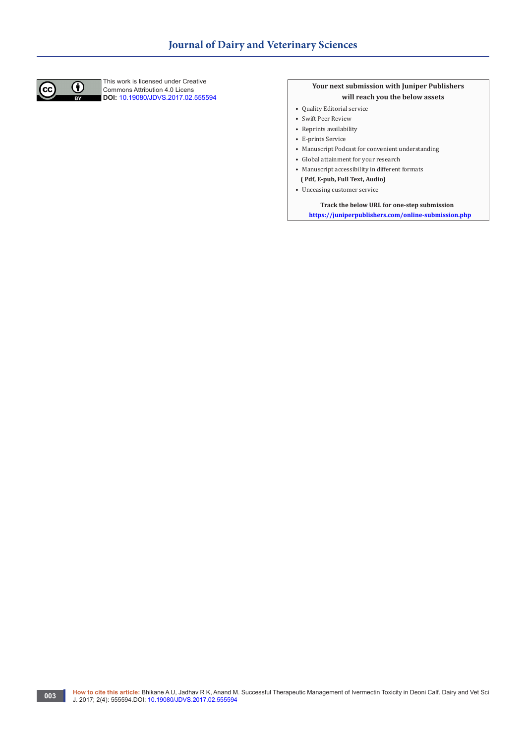This work is licensed under Creative Commons Attribution 4.0 Licens
**DOI:** 10.19080/JDVS.2017.02.555594

**Your next submission with Juniper Publishers will reach you the below assets**

- Quality Editorial service
- Swift Peer Review
- Reprints availability
- E-prints Service
- Manuscript Podcast for convenient understanding
- Global attainment for your research
- Manuscript accessibility in different formats
  **( Pdf, E-pub, Full Text, Audio)**
- Unceasing customer service

**Track the below URL for one-step submission**
**https://juniperpublishers.com/online-submission.php**

**How to cite this article:** Bhikane A U, Jadhav R K, Anand M. Successful Therapeutic Management of Ivermectin Toxicity in Deoni Calf. Dairy and Vet Sci J. 2017; 2(4): 555594.DOI: 10.19080/JDVS.2017.02.555594